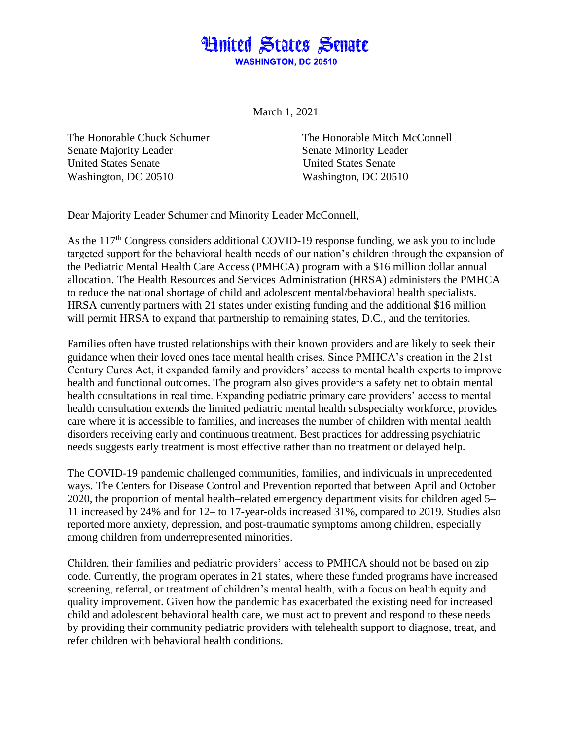# United States Senate

**WASHINGTON, DC 20510**

March 1, 2021

The Honorable Chuck Schumer
Senate Majority Leader
United States Senate
Washington, DC 20510

The Honorable Mitch McConnell
Senate Minority Leader
United States Senate
Washington, DC 20510

Dear Majority Leader Schumer and Minority Leader McConnell,

As the 117th Congress considers additional COVID-19 response funding, we ask you to include targeted support for the behavioral health needs of our nation's children through the expansion of the Pediatric Mental Health Care Access (PMHCA) program with a $16 million dollar annual allocation. The Health Resources and Services Administration (HRSA) administers the PMHCA to reduce the national shortage of child and adolescent mental/behavioral health specialists. HRSA currently partners with 21 states under existing funding and the additional $16 million will permit HRSA to expand that partnership to remaining states, D.C., and the territories.

Families often have trusted relationships with their known providers and are likely to seek their guidance when their loved ones face mental health crises. Since PMHCA's creation in the 21st Century Cures Act, it expanded family and providers' access to mental health experts to improve health and functional outcomes. The program also gives providers a safety net to obtain mental health consultations in real time. Expanding pediatric primary care providers' access to mental health consultation extends the limited pediatric mental health subspecialty workforce, provides care where it is accessible to families, and increases the number of children with mental health disorders receiving early and continuous treatment. Best practices for addressing psychiatric needs suggests early treatment is most effective rather than no treatment or delayed help.

The COVID-19 pandemic challenged communities, families, and individuals in unprecedented ways. The Centers for Disease Control and Prevention reported that between April and October 2020, the proportion of mental health–related emergency department visits for children aged 5–11 increased by 24% and for 12– to 17-year-olds increased 31%, compared to 2019. Studies also reported more anxiety, depression, and post-traumatic symptoms among children, especially among children from underrepresented minorities.

Children, their families and pediatric providers' access to PMHCA should not be based on zip code. Currently, the program operates in 21 states, where these funded programs have increased screening, referral, or treatment of children's mental health, with a focus on health equity and quality improvement. Given how the pandemic has exacerbated the existing need for increased child and adolescent behavioral health care, we must act to prevent and respond to these needs by providing their community pediatric providers with telehealth support to diagnose, treat, and refer children with behavioral health conditions.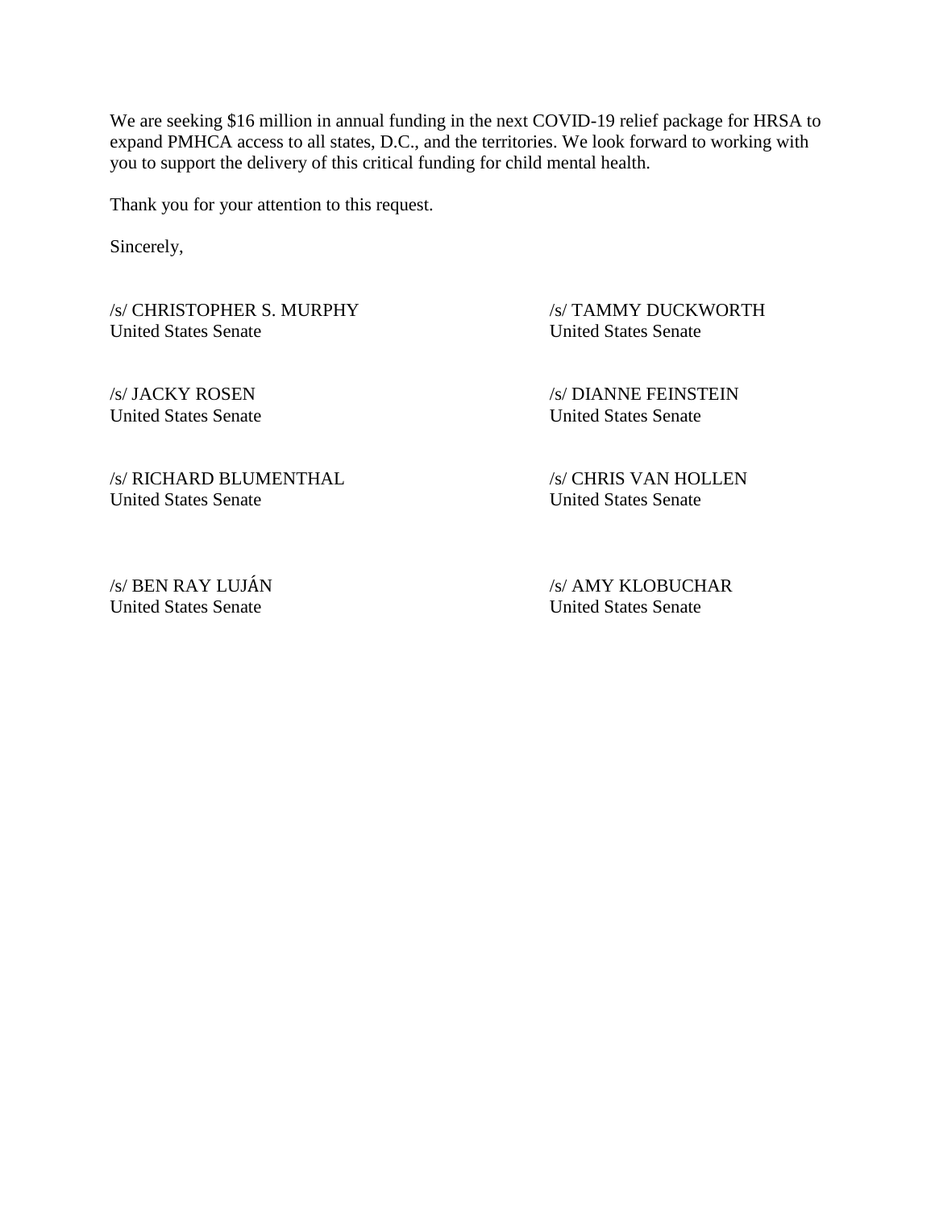We are seeking $16 million in annual funding in the next COVID-19 relief package for HRSA to expand PMHCA access to all states, D.C., and the territories. We look forward to working with you to support the delivery of this critical funding for child mental health.

Thank you for your attention to this request.

Sincerely,

/s/ CHRISTOPHER S. MURPHY
United States Senate

/s/ TAMMY DUCKWORTH
United States Senate

/s/ JACKY ROSEN
United States Senate

/s/ DIANNE FEINSTEIN
United States Senate

/s/ RICHARD BLUMENTHAL
United States Senate

/s/ CHRIS VAN HOLLEN
United States Senate

/s/ BEN RAY LUJÁN
United States Senate

/s/ AMY KLOBUCHAR
United States Senate